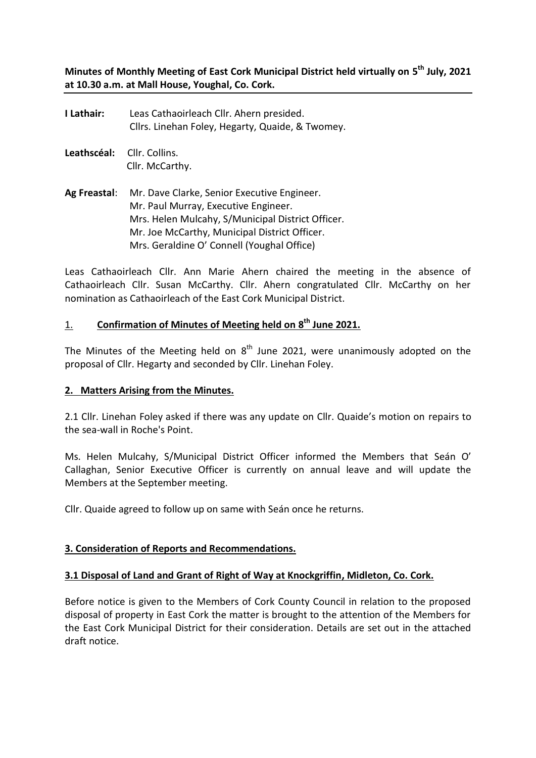**Minutes of Monthly Meeting of East Cork Municipal District held virtually on 5th July, 2021 at 10.30 a.m. at Mall House, Youghal, Co. Cork.**

**I Lathair:** Leas Cathaoirleach Cllr. Ahern presided.
Cllrs. Linehan Foley, Hegarty, Quaide, & Twomey.

**Leathscéal:** Cllr. Collins.
Cllr. McCarthy.

**Ag Freastal**: Mr. Dave Clarke, Senior Executive Engineer.
Mr. Paul Murray, Executive Engineer.
Mrs. Helen Mulcahy, S/Municipal District Officer.
Mr. Joe McCarthy, Municipal District Officer.
Mrs. Geraldine O' Connell (Youghal Office)

Leas Cathaoirleach Cllr. Ann Marie Ahern chaired the meeting in the absence of Cathaoirleach Cllr. Susan McCarthy. Cllr. Ahern congratulated Cllr. McCarthy on her nomination as Cathaoirleach of the East Cork Municipal District.

## 1. Confirmation of Minutes of Meeting held on 8th June 2021.

The Minutes of the Meeting held on 8th June 2021, were unanimously adopted on the proposal of Cllr. Hegarty and seconded by Cllr. Linehan Foley.

## 2. Matters Arising from the Minutes.

2.1 Cllr. Linehan Foley asked if there was any update on Cllr. Quaide's motion on repairs to the sea-wall in Roche's Point.

Ms. Helen Mulcahy, S/Municipal District Officer informed the Members that Seán O' Callaghan, Senior Executive Officer is currently on annual leave and will update the Members at the September meeting.

Cllr. Quaide agreed to follow up on same with Seán once he returns.

## 3. Consideration of Reports and Recommendations.

### 3.1 Disposal of Land and Grant of Right of Way at Knockgriffin, Midleton, Co. Cork.

Before notice is given to the Members of Cork County Council in relation to the proposed disposal of property in East Cork the matter is brought to the attention of the Members for the East Cork Municipal District for their consideration. Details are set out in the attached draft notice.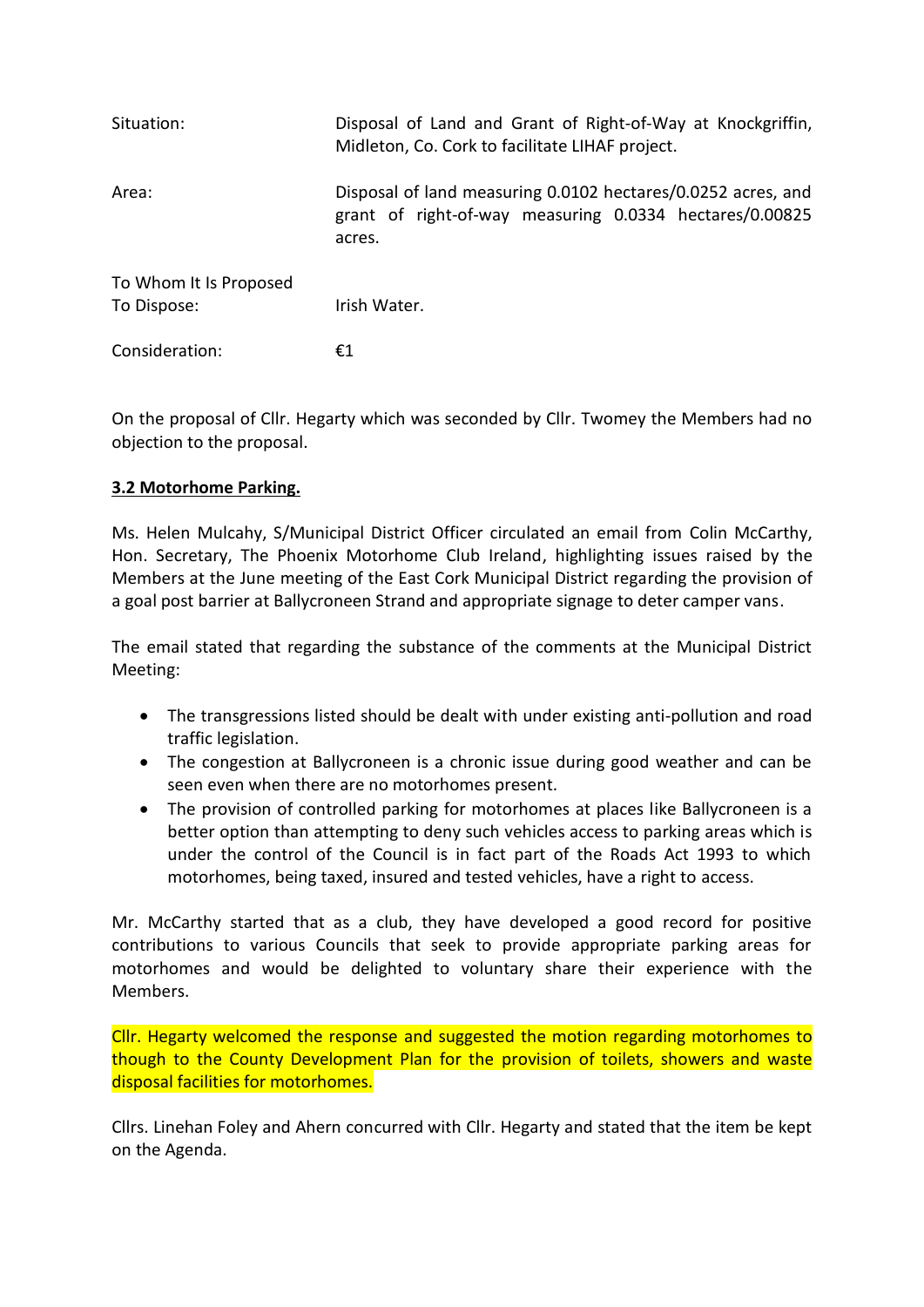| | |
|---|---|
| Situation: | Disposal of Land and Grant of Right-of-Way at Knockgriffin, Midleton, Co. Cork to facilitate LIHAF project. |
| Area: | Disposal of land measuring 0.0102 hectares/0.0252 acres, and grant of right-of-way measuring 0.0334 hectares/0.00825 acres. |
| To Whom It Is Proposed To Dispose: | Irish Water. |
| Consideration: | €1 |

On the proposal of Cllr. Hegarty which was seconded by Cllr. Twomey the Members had no objection to the proposal.

**3.2 Motorhome Parking.**

Ms. Helen Mulcahy, S/Municipal District Officer circulated an email from Colin McCarthy, Hon. Secretary, The Phoenix Motorhome Club Ireland, highlighting issues raised by the Members at the June meeting of the East Cork Municipal District regarding the provision of a goal post barrier at Ballycroneen Strand and appropriate signage to deter camper vans.

The email stated that regarding the substance of the comments at the Municipal District Meeting:

- The transgressions listed should be dealt with under existing anti-pollution and road traffic legislation.
- The congestion at Ballycroneen is a chronic issue during good weather and can be seen even when there are no motorhomes present.
- The provision of controlled parking for motorhomes at places like Ballycroneen is a better option than attempting to deny such vehicles access to parking areas which is under the control of the Council is in fact part of the Roads Act 1993 to which motorhomes, being taxed, insured and tested vehicles, have a right to access.

Mr. McCarthy started that as a club, they have developed a good record for positive contributions to various Councils that seek to provide appropriate parking areas for motorhomes and would be delighted to voluntary share their experience with the Members.

Cllr. Hegarty welcomed the response and suggested the motion regarding motorhomes to though to the County Development Plan for the provision of toilets, showers and waste disposal facilities for motorhomes.

Cllrs. Linehan Foley and Ahern concurred with Cllr. Hegarty and stated that the item be kept on the Agenda.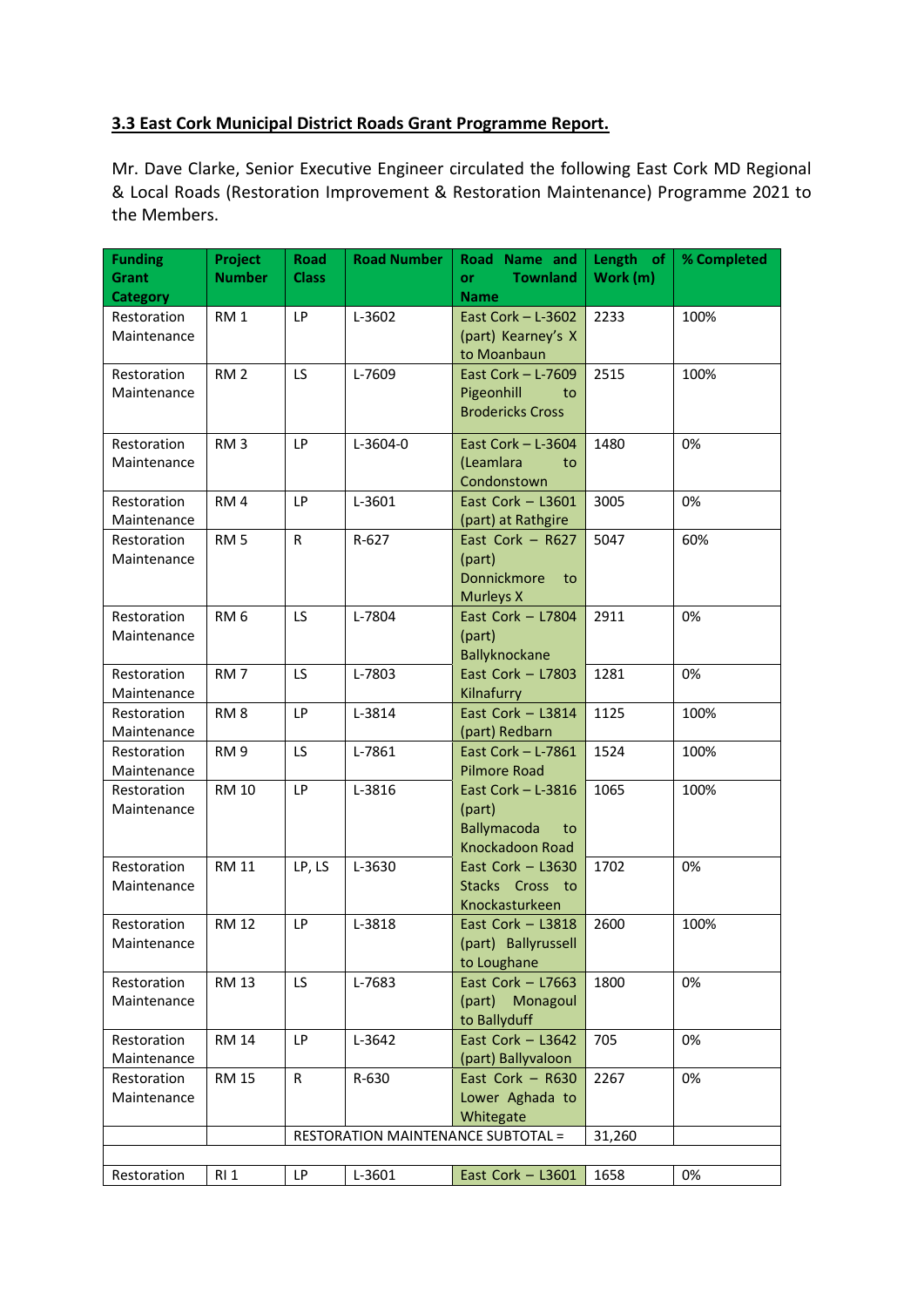**3.3 East Cork Municipal District Roads Grant Programme Report.**

Mr. Dave Clarke, Senior Executive Engineer circulated the following East Cork MD Regional & Local Roads (Restoration Improvement & Restoration Maintenance) Programme 2021 to the Members.

| Funding Grant Category | Project Number | Road Class | Road Number | Road Name and or Townland Name | Length of Work (m) | % Completed |
|---|---|---|---|---|---|---|
| Restoration Maintenance | RM 1 | LP | L-3602 | East Cork – L-3602 (part) Kearney's X to Moanbaun | 2233 | 100% |
| Restoration Maintenance | RM 2 | LS | L-7609 | East Cork – L-7609 Pigeonhill to Brodericks Cross | 2515 | 100% |
| Restoration Maintenance | RM 3 | LP | L-3604-0 | East Cork – L-3604 (Leamlara to Condonstown | 1480 | 0% |
| Restoration Maintenance | RM 4 | LP | L-3601 | East Cork – L3601 (part) at Rathgire | 3005 | 0% |
| Restoration Maintenance | RM 5 | R | R-627 | East Cork – R627 (part) Donnickmore to Murleys X | 5047 | 60% |
| Restoration Maintenance | RM 6 | LS | L-7804 | East Cork – L7804 (part) Ballyknockane | 2911 | 0% |
| Restoration Maintenance | RM 7 | LS | L-7803 | East Cork – L7803 Kilnafurry | 1281 | 0% |
| Restoration Maintenance | RM 8 | LP | L-3814 | East Cork – L3814 (part) Redbarn | 1125 | 100% |
| Restoration Maintenance | RM 9 | LS | L-7861 | East Cork – L-7861 Pilmore Road | 1524 | 100% |
| Restoration Maintenance | RM 10 | LP | L-3816 | East Cork – L-3816 (part) Ballymacoda to Knockadoon Road | 1065 | 100% |
| Restoration Maintenance | RM 11 | LP, LS | L-3630 | East Cork – L3630 Stacks Cross to Knockasturkeen | 1702 | 0% |
| Restoration Maintenance | RM 12 | LP | L-3818 | East Cork – L3818 (part) Ballyrussell to Loughane | 2600 | 100% |
| Restoration Maintenance | RM 13 | LS | L-7683 | East Cork – L7663 (part) Monagoul to Ballyduff | 1800 | 0% |
| Restoration Maintenance | RM 14 | LP | L-3642 | East Cork – L3642 (part) Ballyvaloon | 705 | 0% |
| Restoration Maintenance | RM 15 | R | R-630 | East Cork – R630 Lower Aghada to Whitegate | 2267 | 0% |
| | | RESTORATION MAINTENANCE SUBTOTAL = | | | 31,260 | |
| | | | | | | |
| Restoration | RI 1 | LP | L-3601 | East Cork – L3601 | 1658 | 0% |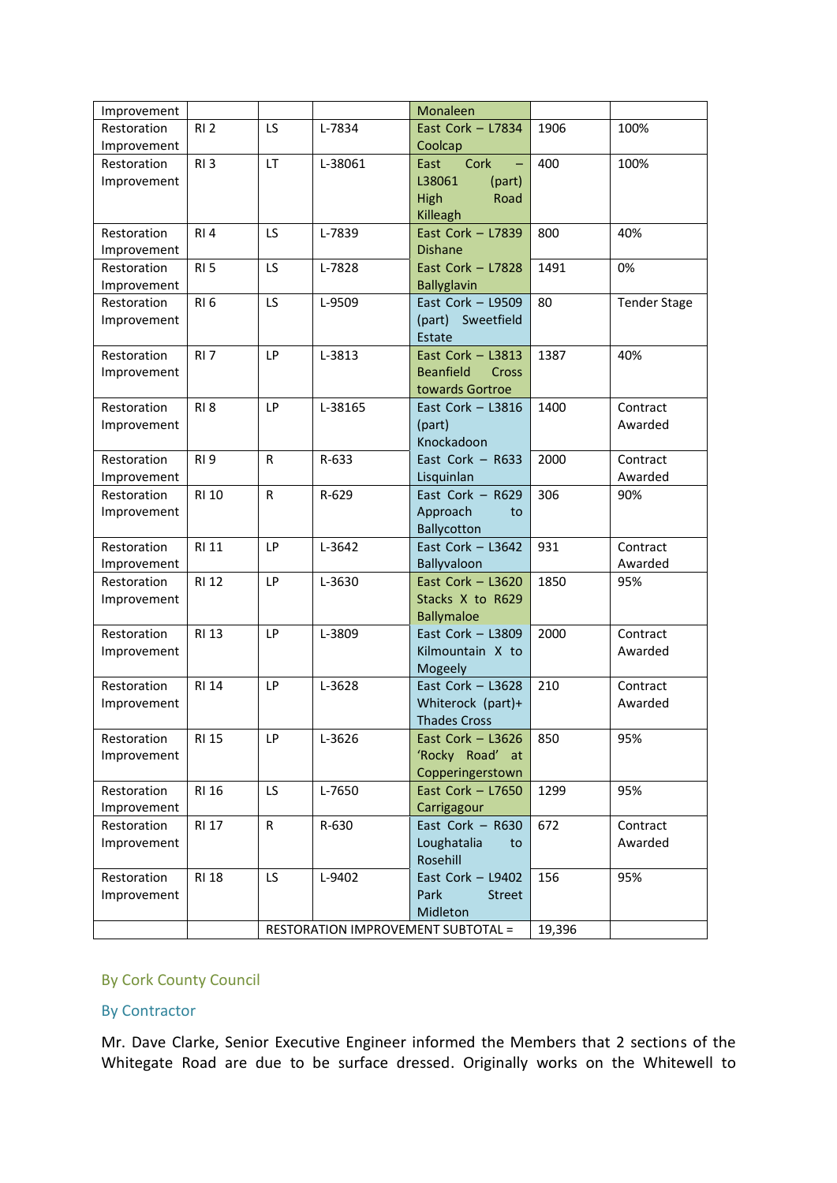| | | | | | | |
|---|---|---|---|---|---|---|
| Improvement | | | | Monaleen | | |
| Restoration Improvement | RI 2 | LS | L-7834 | East Cork – L7834 Coolcap | 1906 | 100% |
| Restoration Improvement | RI 3 | LT | L-38061 | East Cork – L38061 (part) High Road Killeagh | 400 | 100% |
| Restoration Improvement | RI 4 | LS | L-7839 | East Cork – L7839 Dishane | 800 | 40% |
| Restoration Improvement | RI 5 | LS | L-7828 | East Cork – L7828 Ballyglavin | 1491 | 0% |
| Restoration Improvement | RI 6 | LS | L-9509 | East Cork – L9509 (part) Sweetfield Estate | 80 | Tender Stage |
| Restoration Improvement | RI 7 | LP | L-3813 | East Cork – L3813 Beanfield Cross towards Gortroe | 1387 | 40% |
| Restoration Improvement | RI 8 | LP | L-38165 | East Cork – L3816 (part) Knockadoon | 1400 | Contract Awarded |
| Restoration Improvement | RI 9 | R | R-633 | East Cork – R633 Lisquinlan | 2000 | Contract Awarded |
| Restoration Improvement | RI 10 | R | R-629 | East Cork – R629 Approach to Ballycotton | 306 | 90% |
| Restoration Improvement | RI 11 | LP | L-3642 | East Cork – L3642 Ballyvaloon | 931 | Contract Awarded |
| Restoration Improvement | RI 12 | LP | L-3630 | East Cork – L3620 Stacks X to R629 Ballymaloe | 1850 | 95% |
| Restoration Improvement | RI 13 | LP | L-3809 | East Cork – L3809 Kilmountain X to Mogeely | 2000 | Contract Awarded |
| Restoration Improvement | RI 14 | LP | L-3628 | East Cork – L3628 Whiterock (part)+ Thades Cross | 210 | Contract Awarded |
| Restoration Improvement | RI 15 | LP | L-3626 | East Cork – L3626 'Rocky Road' at Copperingerstown | 850 | 95% |
| Restoration Improvement | RI 16 | LS | L-7650 | East Cork – L7650 Carrigagour | 1299 | 95% |
| Restoration Improvement | RI 17 | R | R-630 | East Cork – R630 Loughatalia to Rosehill | 672 | Contract Awarded |
| Restoration Improvement | RI 18 | LS | L-9402 | East Cork – L9402 Park Street Midleton | 156 | 95% |
| | | RESTORATION IMPROVEMENT SUBTOTAL = | | | 19,396 | |

By Cork County Council

By Contractor

Mr. Dave Clarke, Senior Executive Engineer informed the Members that 2 sections of the Whitegate Road are due to be surface dressed. Originally works on the Whitewell to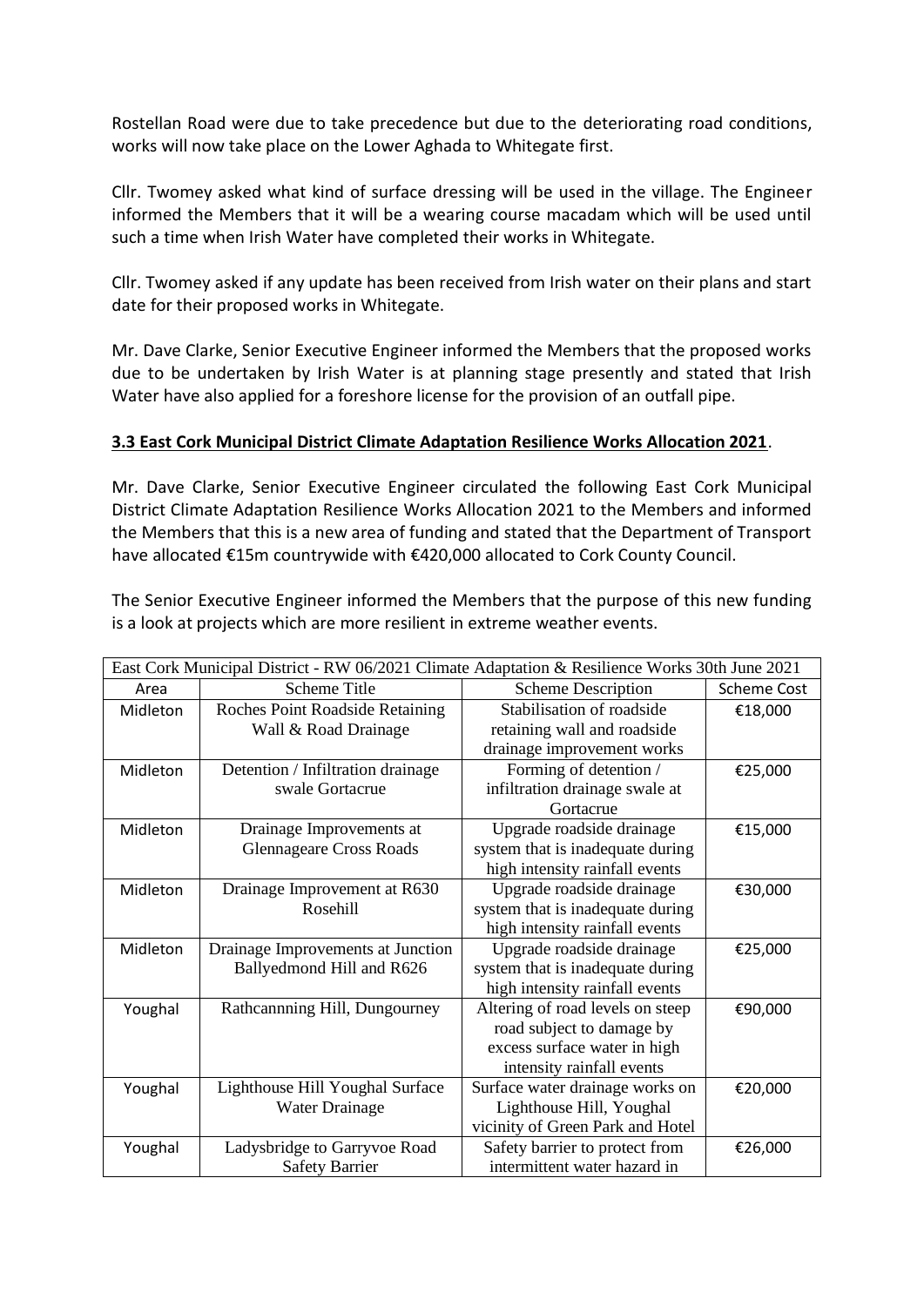Rostellan Road were due to take precedence but due to the deteriorating road conditions, works will now take place on the Lower Aghada to Whitegate first.

Cllr. Twomey asked what kind of surface dressing will be used in the village. The Engineer informed the Members that it will be a wearing course macadam which will be used until such a time when Irish Water have completed their works in Whitegate.

Cllr. Twomey asked if any update has been received from Irish water on their plans and start date for their proposed works in Whitegate.

Mr. Dave Clarke, Senior Executive Engineer informed the Members that the proposed works due to be undertaken by Irish Water is at planning stage presently and stated that Irish Water have also applied for a foreshore license for the provision of an outfall pipe.

**3.3 East Cork Municipal District Climate Adaptation Resilience Works Allocation 2021**.

Mr. Dave Clarke, Senior Executive Engineer circulated the following East Cork Municipal District Climate Adaptation Resilience Works Allocation 2021 to the Members and informed the Members that this is a new area of funding and stated that the Department of Transport have allocated €15m countrywide with €420,000 allocated to Cork County Council.

The Senior Executive Engineer informed the Members that the purpose of this new funding is a look at projects which are more resilient in extreme weather events.

| East Cork Municipal District - RW 06/2021 Climate Adaptation & Resilience Works 30th June 2021 | | | |
|---|---|---|---|
| Area | Scheme Title | Scheme Description | Scheme Cost |
| Midleton | Roches Point Roadside Retaining Wall & Road Drainage | Stabilisation of roadside retaining wall and roadside drainage improvement works | €18,000 |
| Midleton | Detention / Infiltration drainage swale Gortacrue | Forming of detention / infiltration drainage swale at Gortacrue | €25,000 |
| Midleton | Drainage Improvements at Glennageare Cross Roads | Upgrade roadside drainage system that is inadequate during high intensity rainfall events | €15,000 |
| Midleton | Drainage Improvement at R630 Rosehill | Upgrade roadside drainage system that is inadequate during high intensity rainfall events | €30,000 |
| Midleton | Drainage Improvements at Junction Ballyedmond Hill and R626 | Upgrade roadside drainage system that is inadequate during high intensity rainfall events | €25,000 |
| Youghal | Rathcannning Hill, Dungourney | Altering of road levels on steep road subject to damage by excess surface water in high intensity rainfall events | €90,000 |
| Youghal | Lighthouse Hill Youghal Surface Water Drainage | Surface water drainage works on Lighthouse Hill, Youghal vicinity of Green Park and Hotel | €20,000 |
| Youghal | Ladysbridge to Garryvoe Road Safety Barrier | Safety barrier to protect from intermittent water hazard in | €26,000 |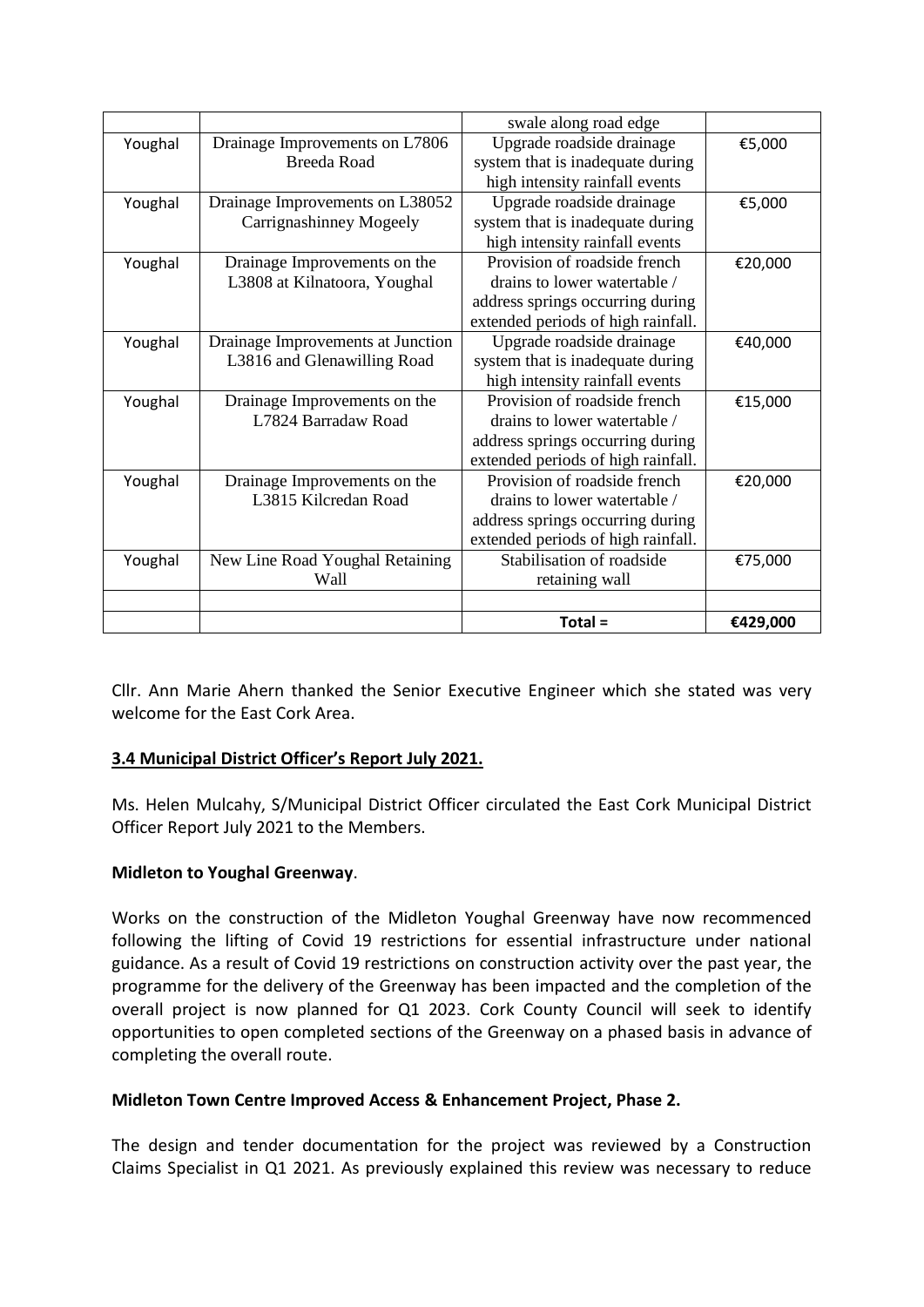| | | | |
|---|---|---|---|
| | | swale along road edge | |
| Youghal | Drainage Improvements on L7806 Breeda Road | Upgrade roadside drainage system that is inadequate during high intensity rainfall events | €5,000 |
| Youghal | Drainage Improvements on L38052 Carrignashinney Mogeely | Upgrade roadside drainage system that is inadequate during high intensity rainfall events | €5,000 |
| Youghal | Drainage Improvements on the L3808 at Kilnatoora, Youghal | Provision of roadside french drains to lower watertable / address springs occurring during extended periods of high rainfall. | €20,000 |
| Youghal | Drainage Improvements at Junction L3816 and Glenawilling Road | Upgrade roadside drainage system that is inadequate during high intensity rainfall events | €40,000 |
| Youghal | Drainage Improvements on the L7824 Barradaw Road | Provision of roadside french drains to lower watertable / address springs occurring during extended periods of high rainfall. | €15,000 |
| Youghal | Drainage Improvements on the L3815 Kilcredan Road | Provision of roadside french drains to lower watertable / address springs occurring during extended periods of high rainfall. | €20,000 |
| Youghal | New Line Road Youghal Retaining Wall | Stabilisation of roadside retaining wall | €75,000 |
| | | | |
| | | **Total =** | **€429,000** |

Cllr. Ann Marie Ahern thanked the Senior Executive Engineer which she stated was very welcome for the East Cork Area.

**3.4 Municipal District Officer's Report July 2021.**

Ms. Helen Mulcahy, S/Municipal District Officer circulated the East Cork Municipal District Officer Report July 2021 to the Members.

**Midleton to Youghal Greenway**.

Works on the construction of the Midleton Youghal Greenway have now recommenced following the lifting of Covid 19 restrictions for essential infrastructure under national guidance. As a result of Covid 19 restrictions on construction activity over the past year, the programme for the delivery of the Greenway has been impacted and the completion of the overall project is now planned for Q1 2023. Cork County Council will seek to identify opportunities to open completed sections of the Greenway on a phased basis in advance of completing the overall route.

**Midleton Town Centre Improved Access & Enhancement Project, Phase 2.**

The design and tender documentation for the project was reviewed by a Construction Claims Specialist in Q1 2021. As previously explained this review was necessary to reduce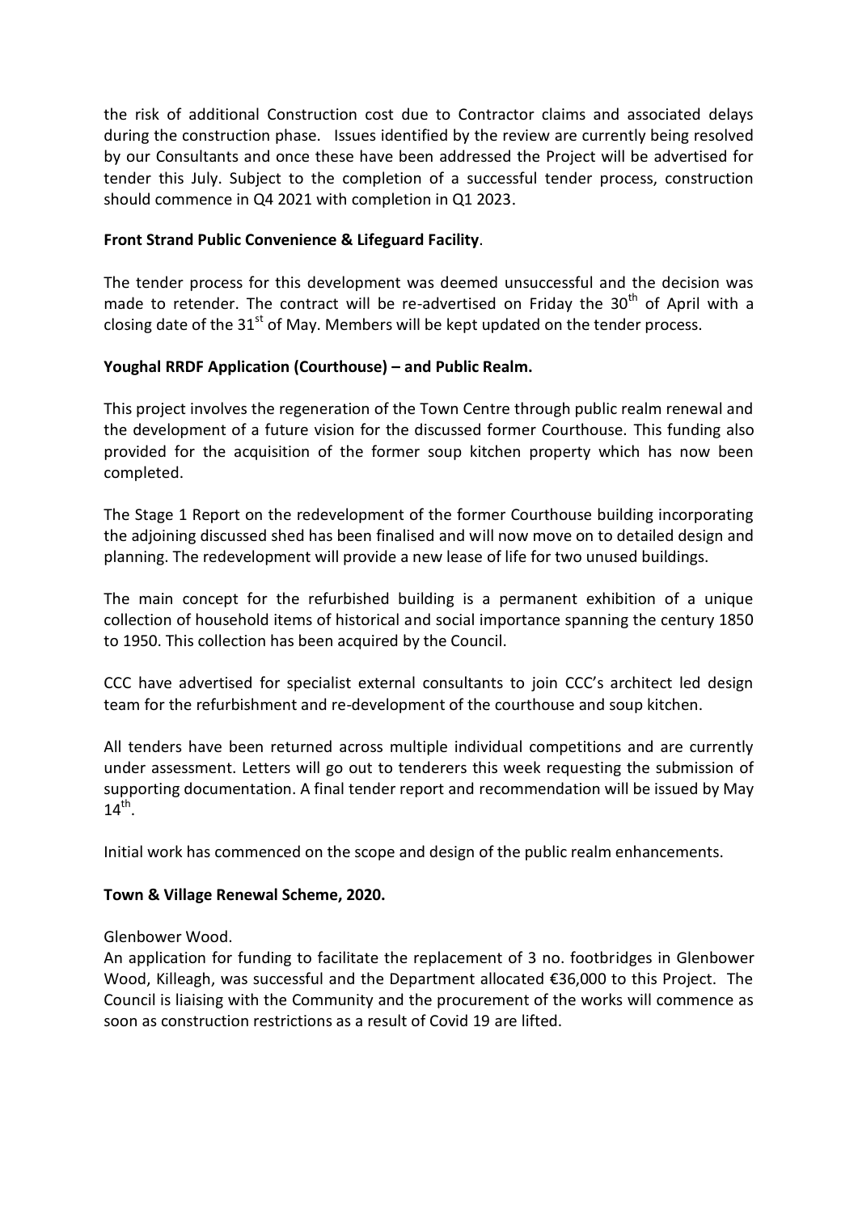the risk of additional Construction cost due to Contractor claims and associated delays during the construction phase. Issues identified by the review are currently being resolved by our Consultants and once these have been addressed the Project will be advertised for tender this July. Subject to the completion of a successful tender process, construction should commence in Q4 2021 with completion in Q1 2023.

**Front Strand Public Convenience & Lifeguard Facility**.

The tender process for this development was deemed unsuccessful and the decision was made to retender. The contract will be re-advertised on Friday the 30th of April with a closing date of the 31st of May. Members will be kept updated on the tender process.

**Youghal RRDF Application (Courthouse) – and Public Realm.**

This project involves the regeneration of the Town Centre through public realm renewal and the development of a future vision for the discussed former Courthouse. This funding also provided for the acquisition of the former soup kitchen property which has now been completed.

The Stage 1 Report on the redevelopment of the former Courthouse building incorporating the adjoining discussed shed has been finalised and will now move on to detailed design and planning. The redevelopment will provide a new lease of life for two unused buildings.

The main concept for the refurbished building is a permanent exhibition of a unique collection of household items of historical and social importance spanning the century 1850 to 1950. This collection has been acquired by the Council.

CCC have advertised for specialist external consultants to join CCC's architect led design team for the refurbishment and re-development of the courthouse and soup kitchen.

All tenders have been returned across multiple individual competitions and are currently under assessment. Letters will go out to tenderers this week requesting the submission of supporting documentation. A final tender report and recommendation will be issued by May 14th.

Initial work has commenced on the scope and design of the public realm enhancements.

**Town & Village Renewal Scheme, 2020.**

Glenbower Wood.
An application for funding to facilitate the replacement of 3 no. footbridges in Glenbower Wood, Killeagh, was successful and the Department allocated €36,000 to this Project. The Council is liaising with the Community and the procurement of the works will commence as soon as construction restrictions as a result of Covid 19 are lifted.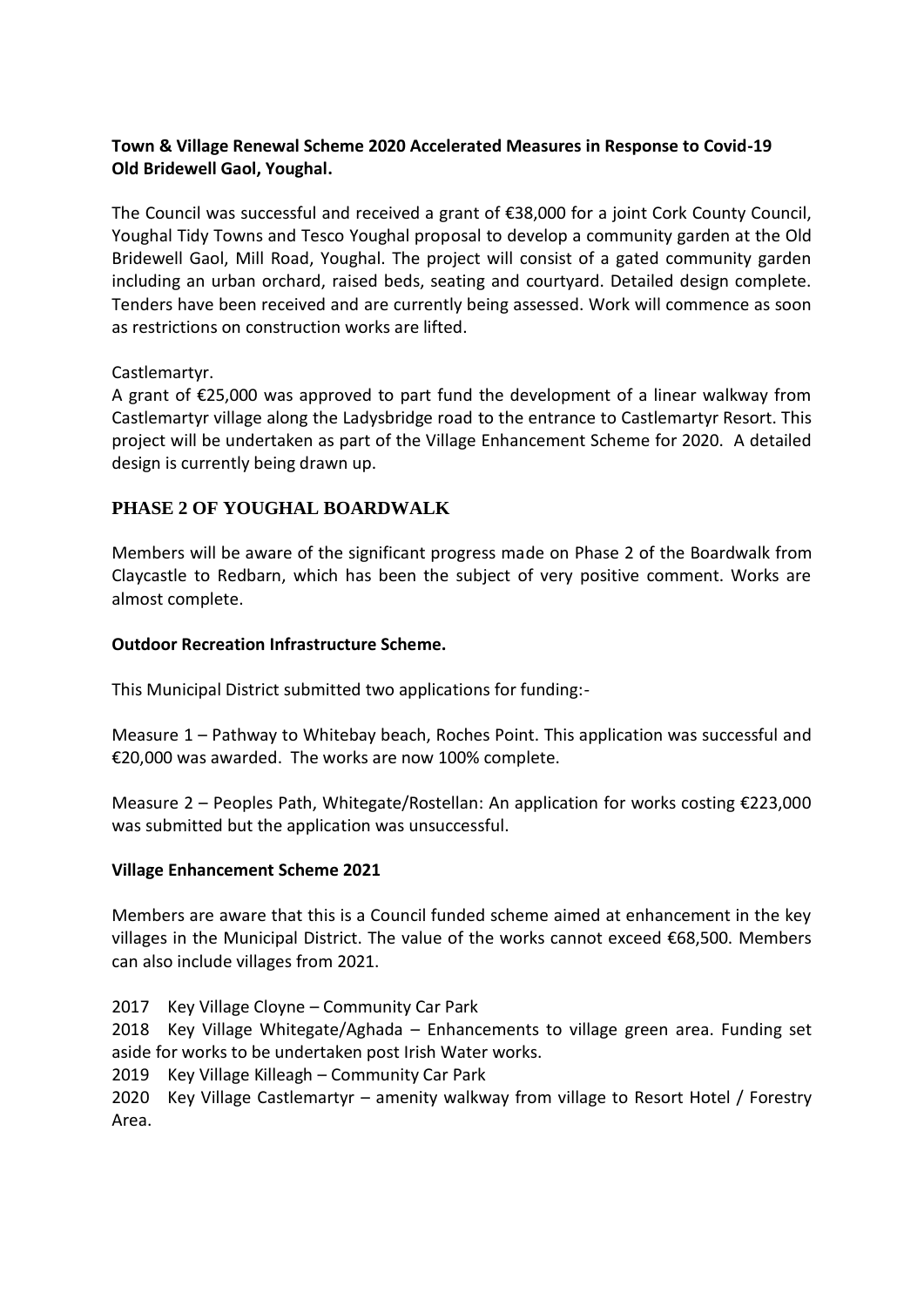**Town & Village Renewal Scheme 2020 Accelerated Measures in Response to Covid-19**
**Old Bridewell Gaol, Youghal.**

The Council was successful and received a grant of €38,000 for a joint Cork County Council, Youghal Tidy Towns and Tesco Youghal proposal to develop a community garden at the Old Bridewell Gaol, Mill Road, Youghal. The project will consist of a gated community garden including an urban orchard, raised beds, seating and courtyard. Detailed design complete. Tenders have been received and are currently being assessed. Work will commence as soon as restrictions on construction works are lifted.

Castlemartyr.
A grant of €25,000 was approved to part fund the development of a linear walkway from Castlemartyr village along the Ladysbridge road to the entrance to Castlemartyr Resort. This project will be undertaken as part of the Village Enhancement Scheme for 2020. A detailed design is currently being drawn up.

## PHASE 2 OF YOUGHAL BOARDWALK

Members will be aware of the significant progress made on Phase 2 of the Boardwalk from Claycastle to Redbarn, which has been the subject of very positive comment. Works are almost complete.

**Outdoor Recreation Infrastructure Scheme.**

This Municipal District submitted two applications for funding:-

Measure 1 – Pathway to Whitebay beach, Roches Point. This application was successful and €20,000 was awarded. The works are now 100% complete.

Measure 2 – Peoples Path, Whitegate/Rostellan: An application for works costing €223,000 was submitted but the application was unsuccessful.

**Village Enhancement Scheme 2021**

Members are aware that this is a Council funded scheme aimed at enhancement in the key villages in the Municipal District. The value of the works cannot exceed €68,500. Members can also include villages from 2021.

2017 Key Village Cloyne – Community Car Park
2018 Key Village Whitegate/Aghada – Enhancements to village green area. Funding set aside for works to be undertaken post Irish Water works.
2019 Key Village Killeagh – Community Car Park
2020 Key Village Castlemartyr – amenity walkway from village to Resort Hotel / Forestry Area.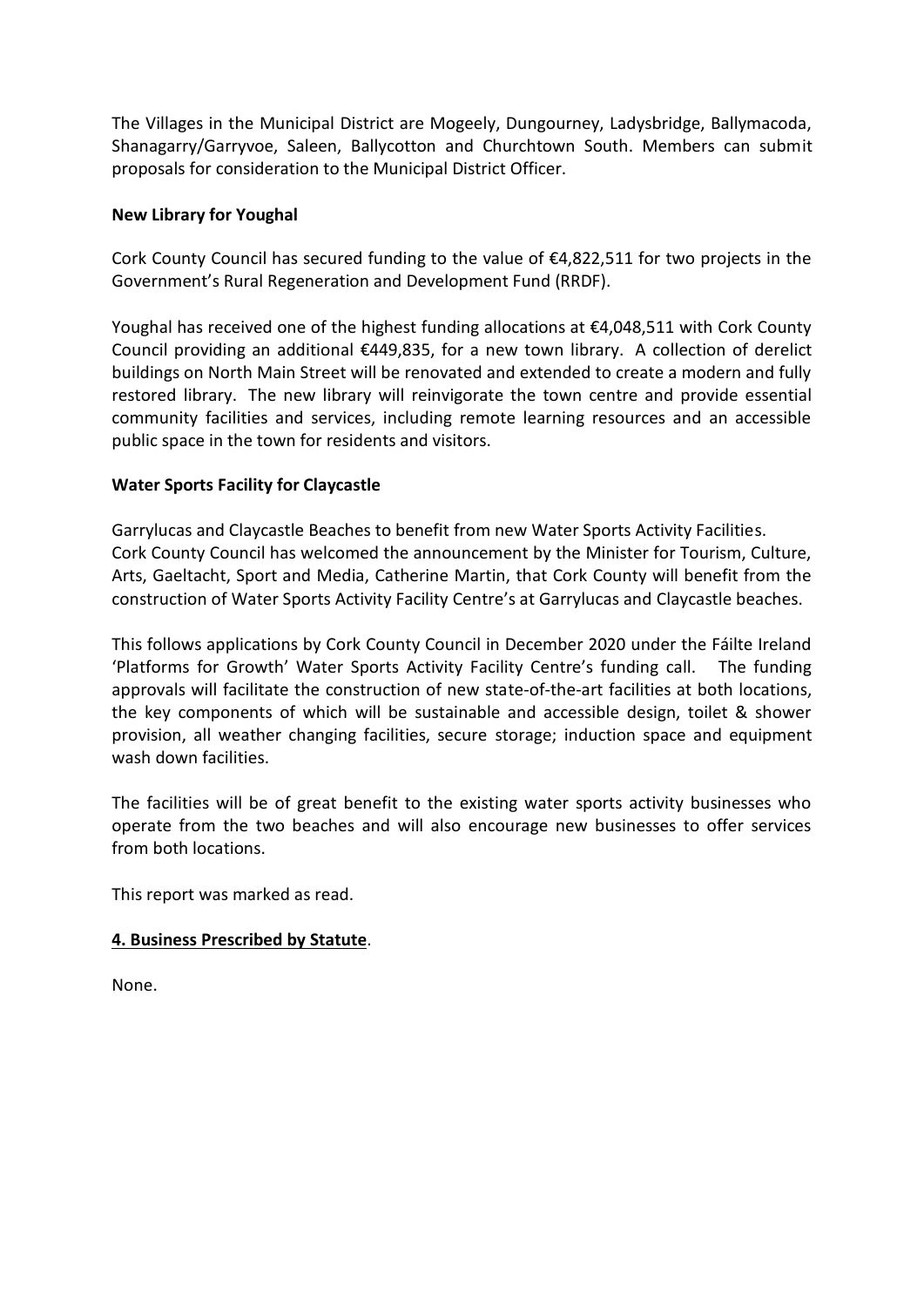The Villages in the Municipal District are Mogeely, Dungourney, Ladysbridge, Ballymacoda, Shanagarry/Garryvoe, Saleen, Ballycotton and Churchtown South. Members can submit proposals for consideration to the Municipal District Officer.

**New Library for Youghal**

Cork County Council has secured funding to the value of €4,822,511 for two projects in the Government's Rural Regeneration and Development Fund (RRDF).

Youghal has received one of the highest funding allocations at €4,048,511 with Cork County Council providing an additional €449,835, for a new town library. A collection of derelict buildings on North Main Street will be renovated and extended to create a modern and fully restored library. The new library will reinvigorate the town centre and provide essential community facilities and services, including remote learning resources and an accessible public space in the town for residents and visitors.

**Water Sports Facility for Claycastle**

Garrylucas and Claycastle Beaches to benefit from new Water Sports Activity Facilities.
Cork County Council has welcomed the announcement by the Minister for Tourism, Culture, Arts, Gaeltacht, Sport and Media, Catherine Martin, that Cork County will benefit from the construction of Water Sports Activity Facility Centre's at Garrylucas and Claycastle beaches.

This follows applications by Cork County Council in December 2020 under the Fáilte Ireland 'Platforms for Growth' Water Sports Activity Facility Centre's funding call. The funding approvals will facilitate the construction of new state-of-the-art facilities at both locations, the key components of which will be sustainable and accessible design, toilet & shower provision, all weather changing facilities, secure storage; induction space and equipment wash down facilities.

The facilities will be of great benefit to the existing water sports activity businesses who operate from the two beaches and will also encourage new businesses to offer services from both locations.

This report was marked as read.

**4. Business Prescribed by Statute**.

None.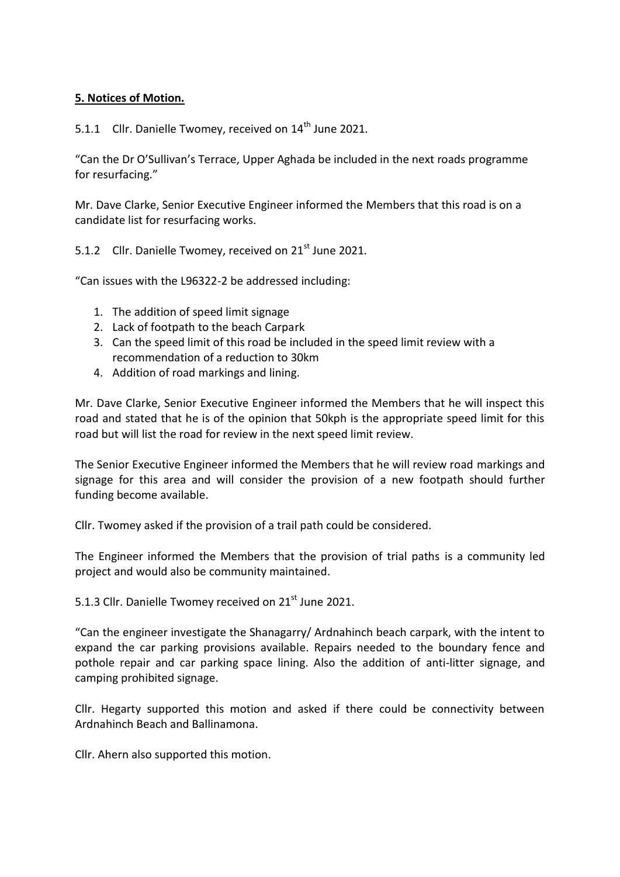## **5. Notices of Motion.**

5.1.1 Cllr. Danielle Twomey, received on 14th June 2021.

"Can the Dr O'Sullivan's Terrace, Upper Aghada be included in the next roads programme for resurfacing."

Mr. Dave Clarke, Senior Executive Engineer informed the Members that this road is on a candidate list for resurfacing works.

5.1.2 Cllr. Danielle Twomey, received on 21st June 2021.

"Can issues with the L96322-2 be addressed including:

1. The addition of speed limit signage
2. Lack of footpath to the beach Carpark
3. Can the speed limit of this road be included in the speed limit review with a recommendation of a reduction to 30km
4. Addition of road markings and lining.

Mr. Dave Clarke, Senior Executive Engineer informed the Members that he will inspect this road and stated that he is of the opinion that 50kph is the appropriate speed limit for this road but will list the road for review in the next speed limit review.

The Senior Executive Engineer informed the Members that he will review road markings and signage for this area and will consider the provision of a new footpath should further funding become available.

Cllr. Twomey asked if the provision of a trail path could be considered.

The Engineer informed the Members that the provision of trial paths is a community led project and would also be community maintained.

5.1.3 Cllr. Danielle Twomey received on 21st June 2021.

"Can the engineer investigate the Shanagarry/ Ardnahinch beach carpark, with the intent to expand the car parking provisions available. Repairs needed to the boundary fence and pothole repair and car parking space lining. Also the addition of anti-litter signage, and camping prohibited signage.

Cllr. Hegarty supported this motion and asked if there could be connectivity between Ardnahinch Beach and Ballinamona.

Cllr. Ahern also supported this motion.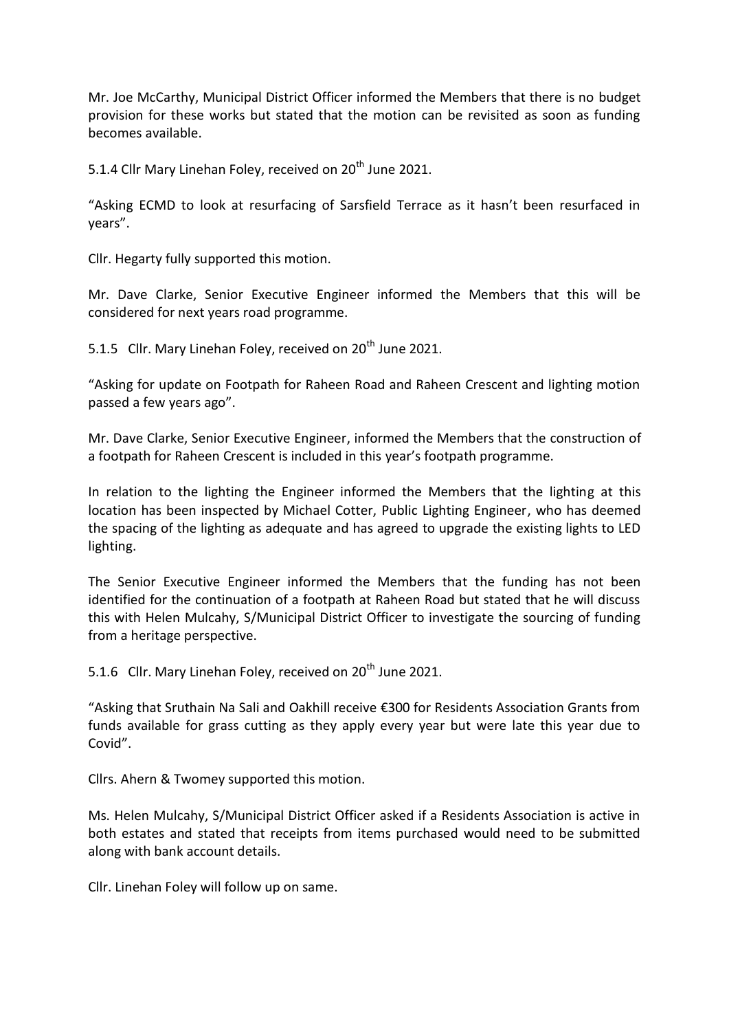Mr. Joe McCarthy, Municipal District Officer informed the Members that there is no budget provision for these works but stated that the motion can be revisited as soon as funding becomes available.

5.1.4 Cllr Mary Linehan Foley, received on 20th June 2021.

"Asking ECMD to look at resurfacing of Sarsfield Terrace as it hasn't been resurfaced in years".

Cllr. Hegarty fully supported this motion.

Mr. Dave Clarke, Senior Executive Engineer informed the Members that this will be considered for next years road programme.

5.1.5 Cllr. Mary Linehan Foley, received on 20th June 2021.

"Asking for update on Footpath for Raheen Road and Raheen Crescent and lighting motion passed a few years ago".

Mr. Dave Clarke, Senior Executive Engineer, informed the Members that the construction of a footpath for Raheen Crescent is included in this year's footpath programme.

In relation to the lighting the Engineer informed the Members that the lighting at this location has been inspected by Michael Cotter, Public Lighting Engineer, who has deemed the spacing of the lighting as adequate and has agreed to upgrade the existing lights to LED lighting.

The Senior Executive Engineer informed the Members that the funding has not been identified for the continuation of a footpath at Raheen Road but stated that he will discuss this with Helen Mulcahy, S/Municipal District Officer to investigate the sourcing of funding from a heritage perspective.

5.1.6 Cllr. Mary Linehan Foley, received on 20th June 2021.

"Asking that Sruthain Na Sali and Oakhill receive €300 for Residents Association Grants from funds available for grass cutting as they apply every year but were late this year due to Covid".

Cllrs. Ahern & Twomey supported this motion.

Ms. Helen Mulcahy, S/Municipal District Officer asked if a Residents Association is active in both estates and stated that receipts from items purchased would need to be submitted along with bank account details.

Cllr. Linehan Foley will follow up on same.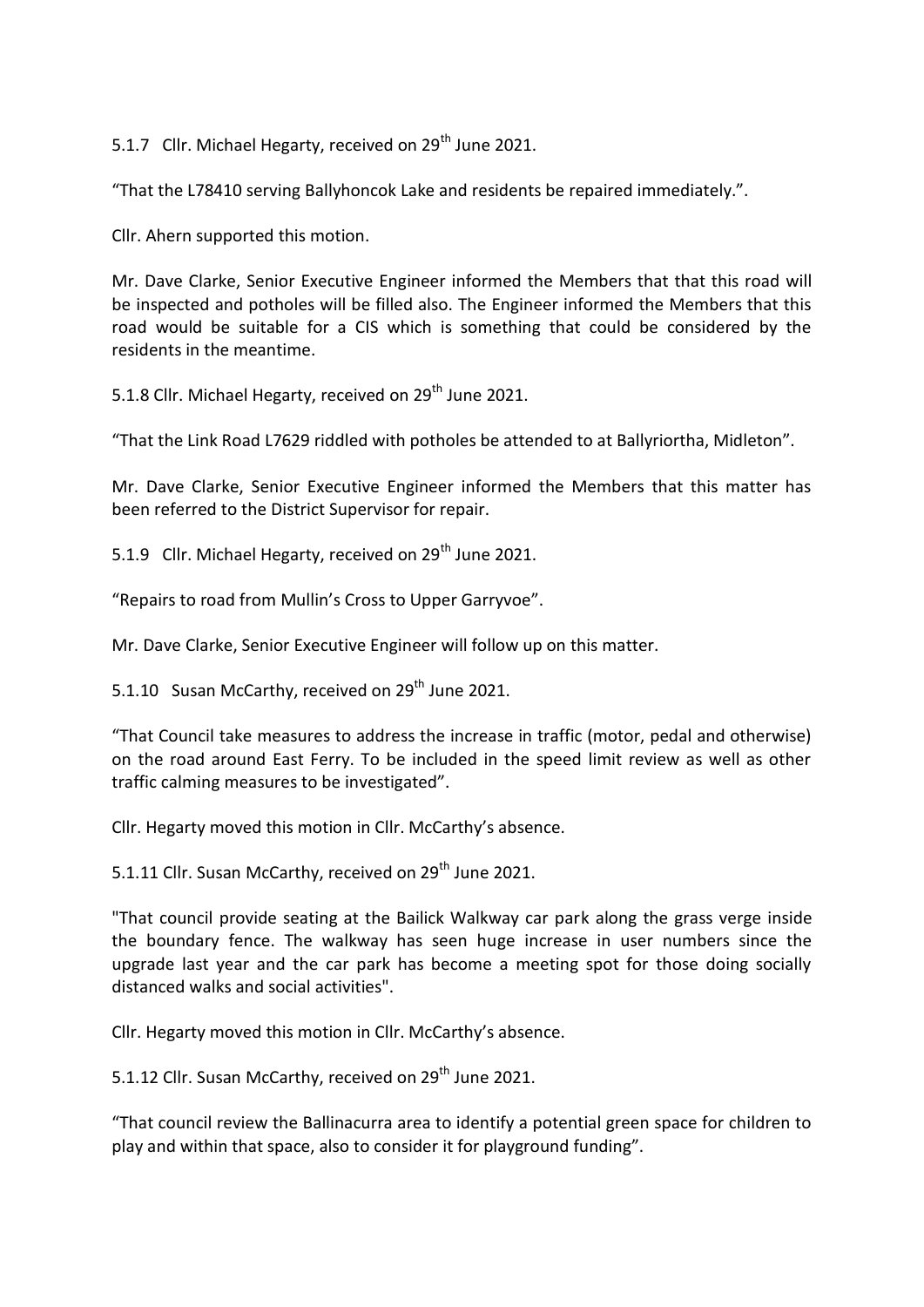5.1.7 Cllr. Michael Hegarty, received on 29th June 2021.

"That the L78410 serving Ballyhoncok Lake and residents be repaired immediately.".

Cllr. Ahern supported this motion.

Mr. Dave Clarke, Senior Executive Engineer informed the Members that that this road will be inspected and potholes will be filled also. The Engineer informed the Members that this road would be suitable for a CIS which is something that could be considered by the residents in the meantime.

5.1.8 Cllr. Michael Hegarty, received on 29th June 2021.

"That the Link Road L7629 riddled with potholes be attended to at Ballyriortha, Midleton".

Mr. Dave Clarke, Senior Executive Engineer informed the Members that this matter has been referred to the District Supervisor for repair.

5.1.9 Cllr. Michael Hegarty, received on 29th June 2021.

"Repairs to road from Mullin's Cross to Upper Garryvoe".

Mr. Dave Clarke, Senior Executive Engineer will follow up on this matter.

5.1.10 Susan McCarthy, received on 29th June 2021.

"That Council take measures to address the increase in traffic (motor, pedal and otherwise) on the road around East Ferry. To be included in the speed limit review as well as other traffic calming measures to be investigated".

Cllr. Hegarty moved this motion in Cllr. McCarthy's absence.

5.1.11 Cllr. Susan McCarthy, received on 29th June 2021.

"That council provide seating at the Bailick Walkway car park along the grass verge inside the boundary fence. The walkway has seen huge increase in user numbers since the upgrade last year and the car park has become a meeting spot for those doing socially distanced walks and social activities".

Cllr. Hegarty moved this motion in Cllr. McCarthy's absence.

5.1.12 Cllr. Susan McCarthy, received on 29th June 2021.

"That council review the Ballinacurra area to identify a potential green space for children to play and within that space, also to consider it for playground funding".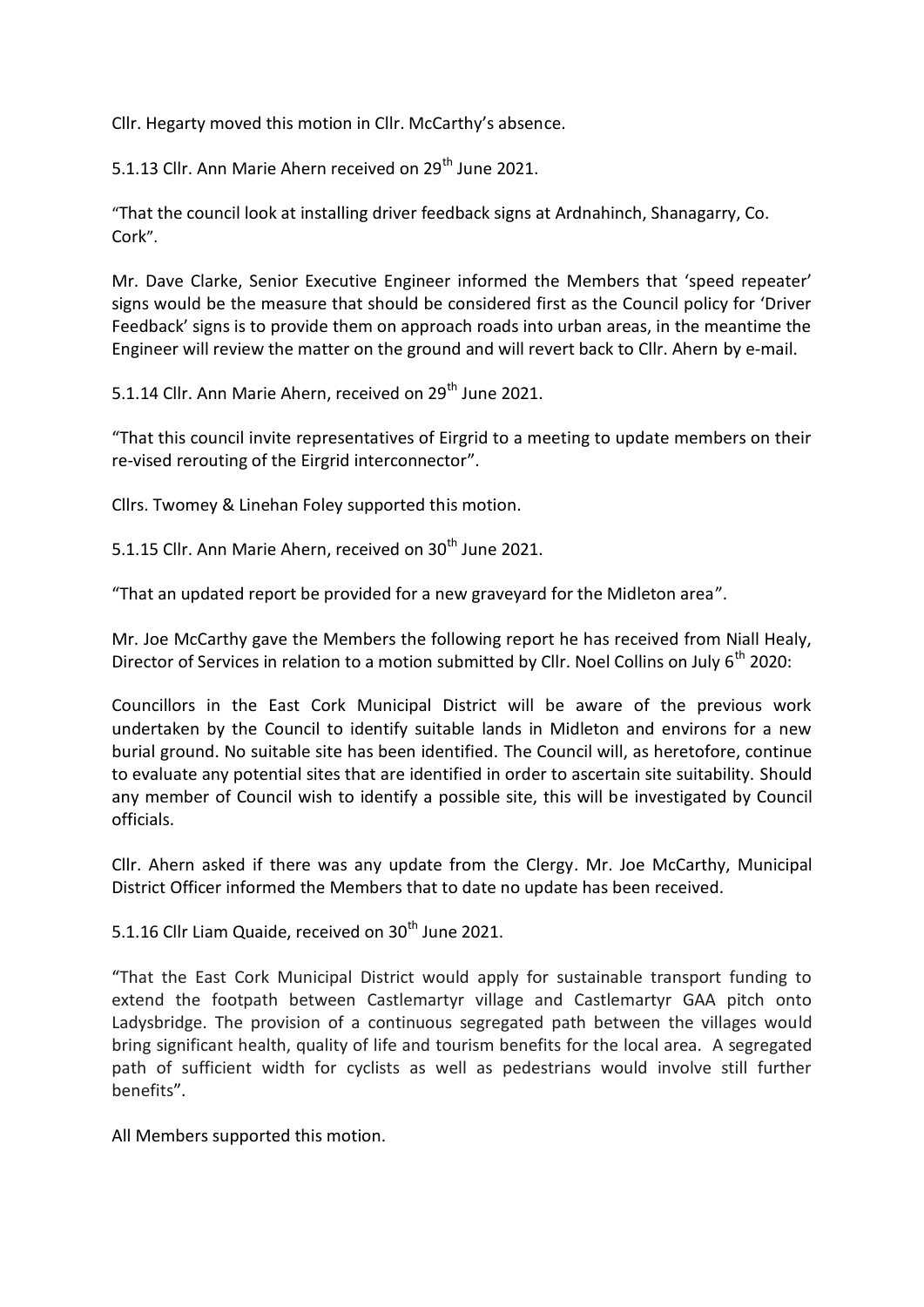Cllr. Hegarty moved this motion in Cllr. McCarthy's absence.

5.1.13 Cllr. Ann Marie Ahern received on 29th June 2021.

"That the council look at installing driver feedback signs at Ardnahinch, Shanagarry, Co. Cork".

Mr. Dave Clarke, Senior Executive Engineer informed the Members that 'speed repeater' signs would be the measure that should be considered first as the Council policy for 'Driver Feedback' signs is to provide them on approach roads into urban areas, in the meantime the Engineer will review the matter on the ground and will revert back to Cllr. Ahern by e-mail.

5.1.14 Cllr. Ann Marie Ahern, received on 29th June 2021.

"That this council invite representatives of Eirgrid to a meeting to update members on their re-vised rerouting of the Eirgrid interconnector".

Cllrs. Twomey & Linehan Foley supported this motion.

5.1.15 Cllr. Ann Marie Ahern, received on 30th June 2021.

"That an updated report be provided for a new graveyard for the Midleton area".

Mr. Joe McCarthy gave the Members the following report he has received from Niall Healy, Director of Services in relation to a motion submitted by Cllr. Noel Collins on July 6th 2020:

Councillors in the East Cork Municipal District will be aware of the previous work undertaken by the Council to identify suitable lands in Midleton and environs for a new burial ground. No suitable site has been identified. The Council will, as heretofore, continue to evaluate any potential sites that are identified in order to ascertain site suitability. Should any member of Council wish to identify a possible site, this will be investigated by Council officials.

Cllr. Ahern asked if there was any update from the Clergy. Mr. Joe McCarthy, Municipal District Officer informed the Members that to date no update has been received.

5.1.16 Cllr Liam Quaide, received on 30th June 2021.

"That the East Cork Municipal District would apply for sustainable transport funding to extend the footpath between Castlemartyr village and Castlemartyr GAA pitch onto Ladysbridge. The provision of a continuous segregated path between the villages would bring significant health, quality of life and tourism benefits for the local area. A segregated path of sufficient width for cyclists as well as pedestrians would involve still further benefits".

All Members supported this motion.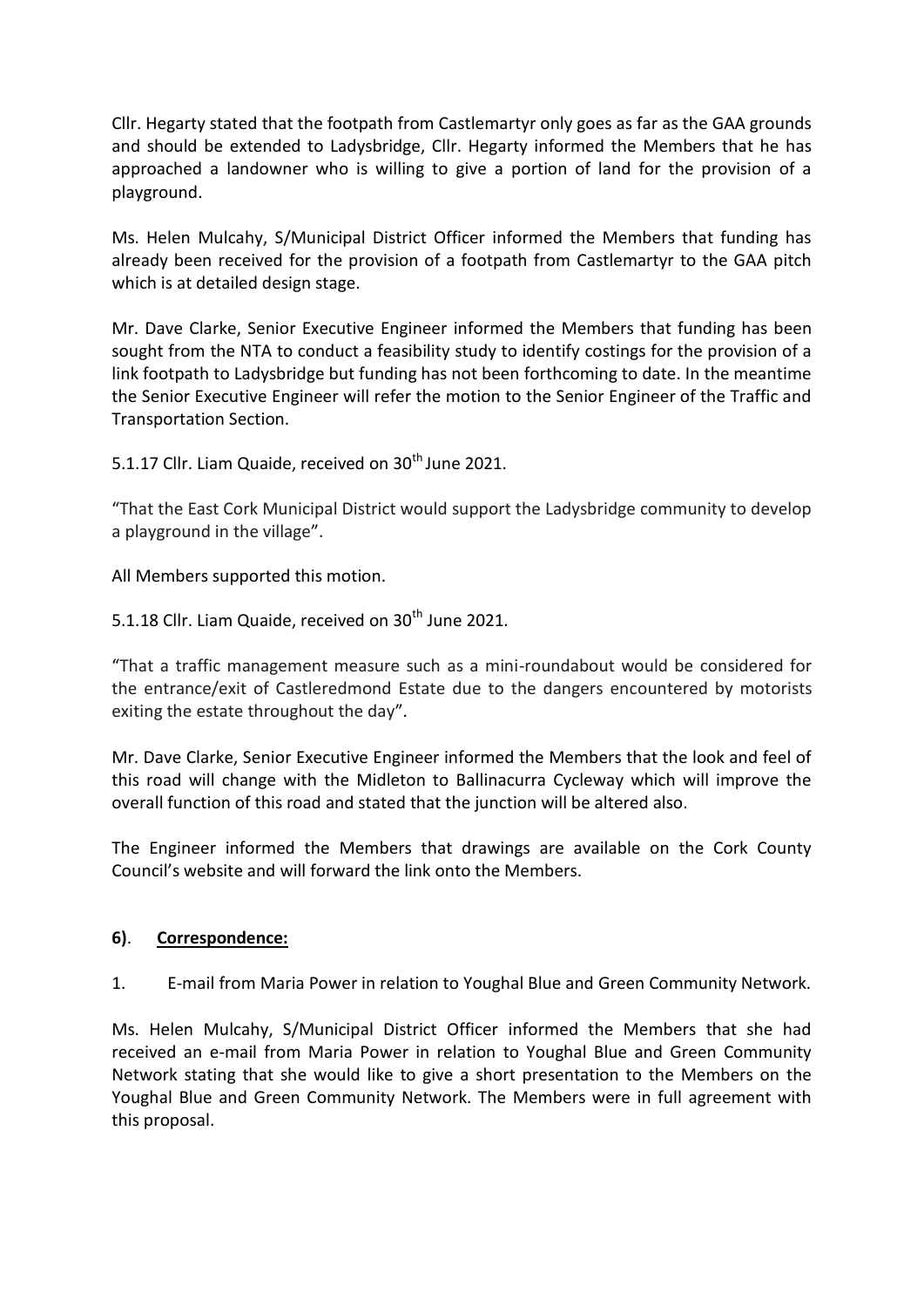Cllr. Hegarty stated that the footpath from Castlemartyr only goes as far as the GAA grounds and should be extended to Ladysbridge, Cllr. Hegarty informed the Members that he has approached a landowner who is willing to give a portion of land for the provision of a playground.

Ms. Helen Mulcahy, S/Municipal District Officer informed the Members that funding has already been received for the provision of a footpath from Castlemartyr to the GAA pitch which is at detailed design stage.

Mr. Dave Clarke, Senior Executive Engineer informed the Members that funding has been sought from the NTA to conduct a feasibility study to identify costings for the provision of a link footpath to Ladysbridge but funding has not been forthcoming to date. In the meantime the Senior Executive Engineer will refer the motion to the Senior Engineer of the Traffic and Transportation Section.

5.1.17 Cllr. Liam Quaide, received on 30th June 2021.

"That the East Cork Municipal District would support the Ladysbridge community to develop a playground in the village".

All Members supported this motion.

5.1.18 Cllr. Liam Quaide, received on 30th June 2021.

"That a traffic management measure such as a mini-roundabout would be considered for the entrance/exit of Castleredmond Estate due to the dangers encountered by motorists exiting the estate throughout the day".

Mr. Dave Clarke, Senior Executive Engineer informed the Members that the look and feel of this road will change with the Midleton to Ballinacurra Cycleway which will improve the overall function of this road and stated that the junction will be altered also.

The Engineer informed the Members that drawings are available on the Cork County Council's website and will forward the link onto the Members.

## 6). **Correspondence:**

1. E-mail from Maria Power in relation to Youghal Blue and Green Community Network.

Ms. Helen Mulcahy, S/Municipal District Officer informed the Members that she had received an e-mail from Maria Power in relation to Youghal Blue and Green Community Network stating that she would like to give a short presentation to the Members on the Youghal Blue and Green Community Network. The Members were in full agreement with this proposal.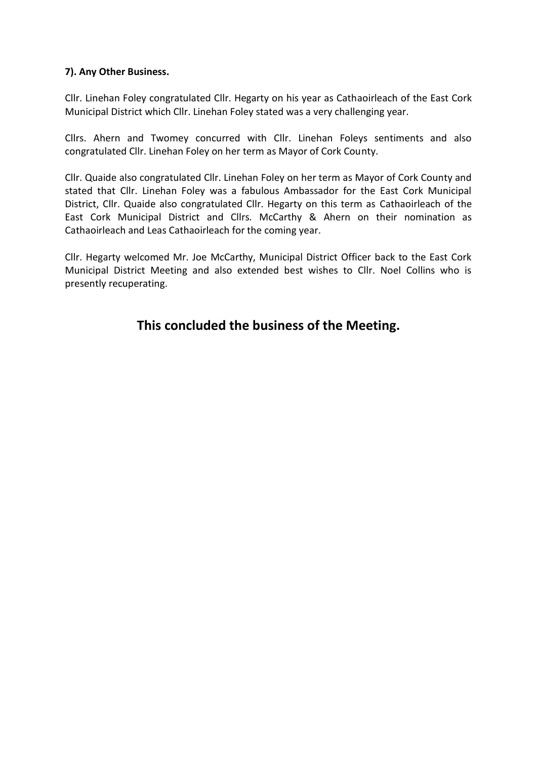**7). Any Other Business.**

Cllr. Linehan Foley congratulated Cllr. Hegarty on his year as Cathaoirleach of the East Cork Municipal District which Cllr. Linehan Foley stated was a very challenging year.

Cllrs. Ahern and Twomey concurred with Cllr. Linehan Foleys sentiments and also congratulated Cllr. Linehan Foley on her term as Mayor of Cork County.

Cllr. Quaide also congratulated Cllr. Linehan Foley on her term as Mayor of Cork County and stated that Cllr. Linehan Foley was a fabulous Ambassador for the East Cork Municipal District, Cllr. Quaide also congratulated Cllr. Hegarty on this term as Cathaoirleach of the East Cork Municipal District and Cllrs. McCarthy & Ahern on their nomination as Cathaoirleach and Leas Cathaoirleach for the coming year.

Cllr. Hegarty welcomed Mr. Joe McCarthy, Municipal District Officer back to the East Cork Municipal District Meeting and also extended best wishes to Cllr. Noel Collins who is presently recuperating.

## This concluded the business of the Meeting.